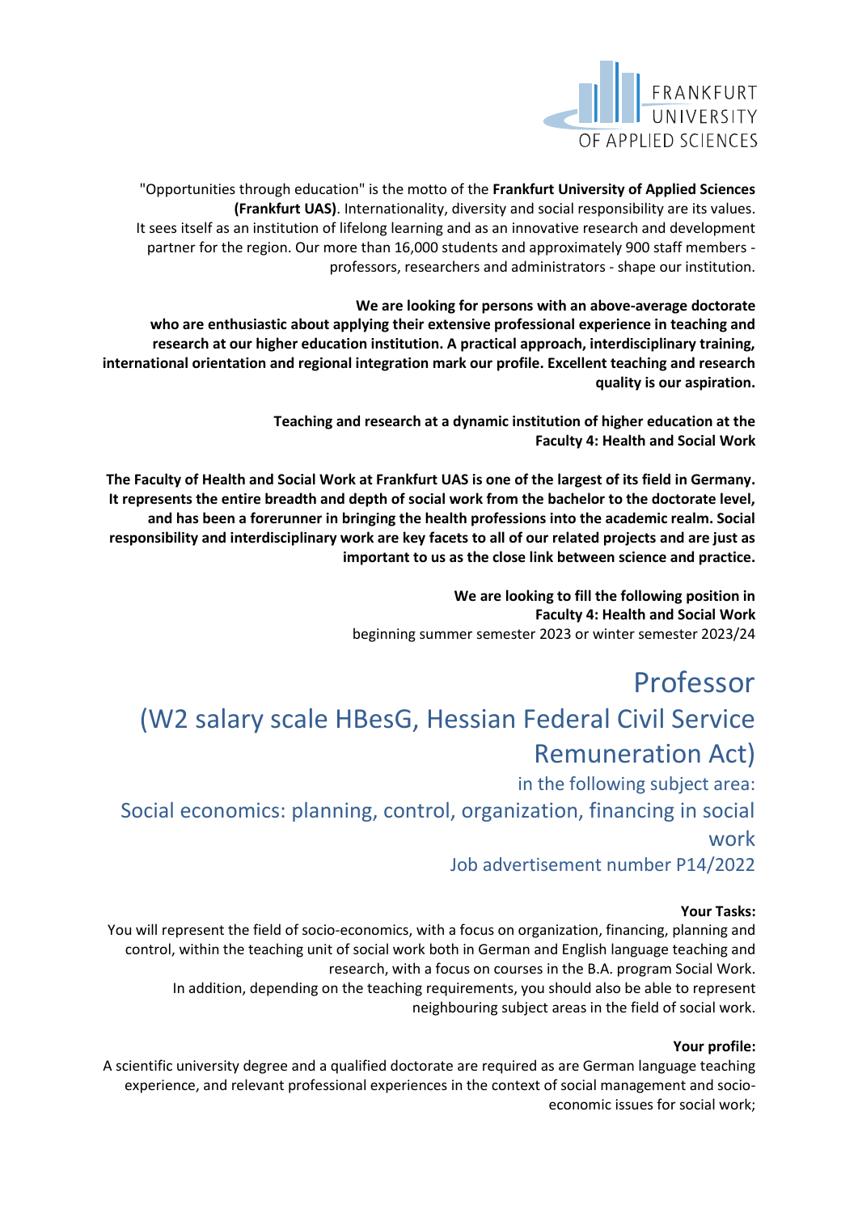"Opportunities through education" is the motto of the **Frankfurt University of Applied Sciences (Frankfurt UAS)**. Internationality, diversity and social responsibility are its values. It sees itself as an institution of lifelong learning and as an innovative research and development partner for the region. Our more than 16,000 students and approximately 900 staff members - professors, researchers and administrators - shape our institution.

**We are looking for persons with an above-average doctorate who are enthusiastic about applying their extensive professional experience in teaching and research at our higher education institution. A practical approach, interdisciplinary training, international orientation and regional integration mark our profile. Excellent teaching and research quality is our aspiration.**

**Teaching and research at a dynamic institution of higher education at the Faculty 4: Health and Social Work**

**The Faculty of Health and Social Work at Frankfurt UAS is one of the largest of its field in Germany. It represents the entire breadth and depth of social work from the bachelor to the doctorate level, and has been a forerunner in bringing the health professions into the academic realm. Social responsibility and interdisciplinary work are key facets to all of our related projects and are just as important to us as the close link between science and practice.**

**We are looking to fill the following position in Faculty 4: Health and Social Work**
beginning summer semester 2023 or winter semester 2023/24

# Professor

## (W2 salary scale HBesG, Hessian Federal Civil Service Remuneration Act)

in the following subject area:

## Social economics: planning, control, organization, financing in social work

Job advertisement number P14/2022

**Your Tasks:**

You will represent the field of socio-economics, with a focus on organization, financing, planning and control, within the teaching unit of social work both in German and English language teaching and research, with a focus on courses in the B.A. program Social Work.
In addition, depending on the teaching requirements, you should also be able to represent neighbouring subject areas in the field of social work.

**Your profile:**

A scientific university degree and a qualified doctorate are required as are German language teaching experience, and relevant professional experiences in the context of social management and socio-economic issues for social work;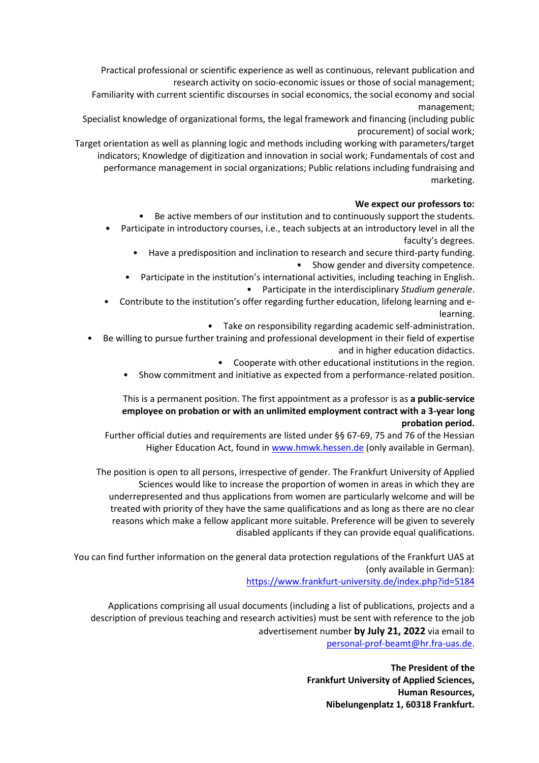Practical professional or scientific experience as well as continuous, relevant publication and research activity on socio-economic issues or those of social management;
Familiarity with current scientific discourses in social economics, the social economy and social management;
Specialist knowledge of organizational forms, the legal framework and financing (including public procurement) of social work;
Target orientation as well as planning logic and methods including working with parameters/target indicators; Knowledge of digitization and innovation in social work; Fundamentals of cost and performance management in social organizations; Public relations including fundraising and marketing.

**We expect our professors to:**

- Be active members of our institution and to continuously support the students.
- Participate in introductory courses, i.e., teach subjects at an introductory level in all the faculty's degrees.
- Have a predisposition and inclination to research and secure third-party funding.
- Show gender and diversity competence.
- Participate in the institution's international activities, including teaching in English.
- Participate in the interdisciplinary *Studium generale*.
- Contribute to the institution's offer regarding further education, lifelong learning and e-learning.
- Take on responsibility regarding academic self-administration.
- Be willing to pursue further training and professional development in their field of expertise and in higher education didactics.
- Cooperate with other educational institutions in the region.
- Show commitment and initiative as expected from a performance-related position.

This is a permanent position. The first appointment as a professor is as **a public-service employee on probation or with an unlimited employment contract with a 3-year long probation period.**
Further official duties and requirements are listed under §§ 67-69, 75 and 76 of the Hessian Higher Education Act, found in www.hmwk.hessen.de (only available in German).

The position is open to all persons, irrespective of gender. The Frankfurt University of Applied Sciences would like to increase the proportion of women in areas in which they are underrepresented and thus applications from women are particularly welcome and will be treated with priority of they have the same qualifications and as long as there are no clear reasons which make a fellow applicant more suitable. Preference will be given to severely disabled applicants if they can provide equal qualifications.

You can find further information on the general data protection regulations of the Frankfurt UAS at (only available in German):
https://www.frankfurt-university.de/index.php?id=5184

Applications comprising all usual documents (including a list of publications, projects and a description of previous teaching and research activities) must be sent with reference to the job advertisement number **by July 21, 2022** via email to personal-prof-beamt@hr.fra-uas.de.

**The President of the**
**Frankfurt University of Applied Sciences,**
**Human Resources,**
**Nibelungenplatz 1, 60318 Frankfurt.**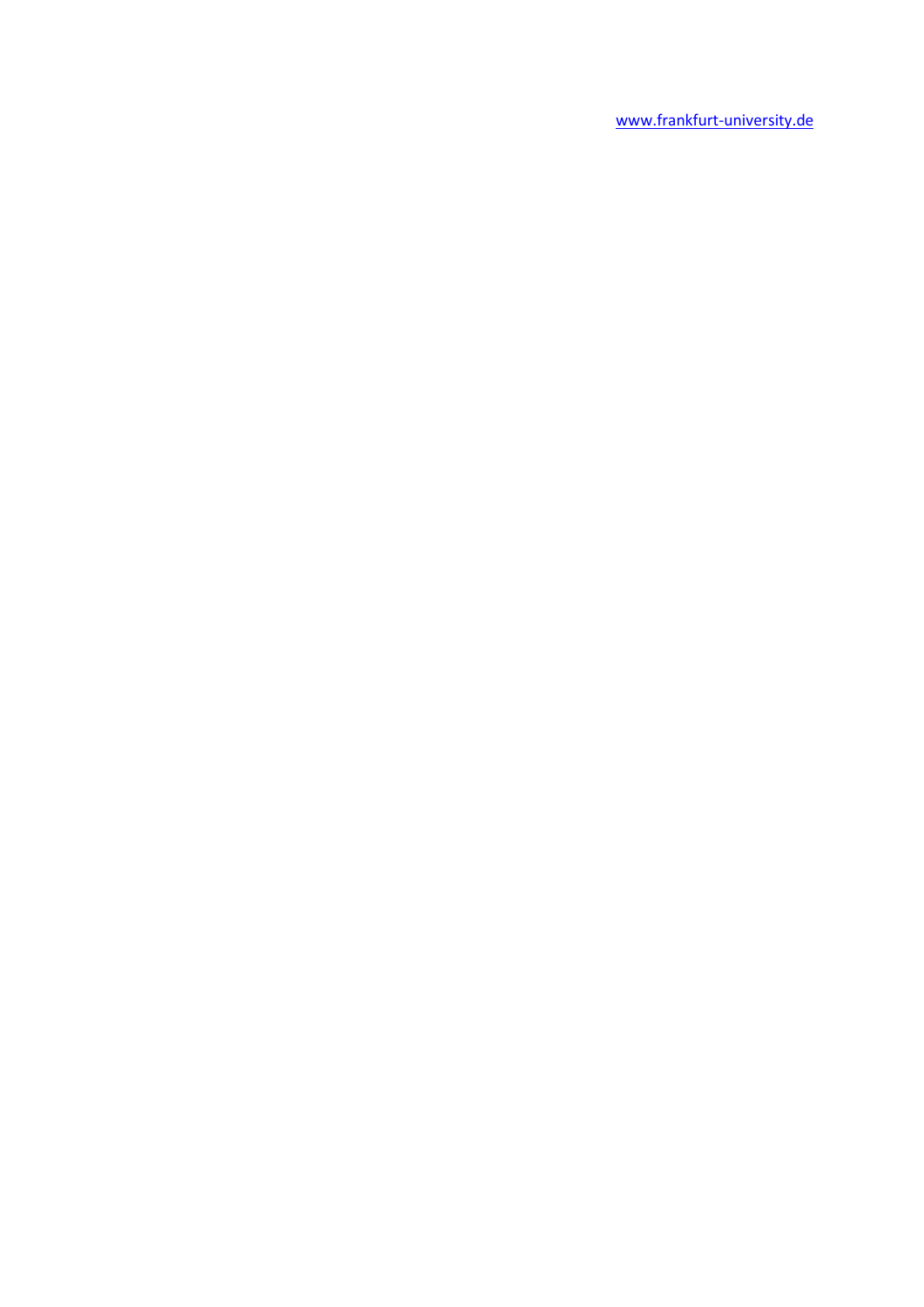www.frankfurt-university.de